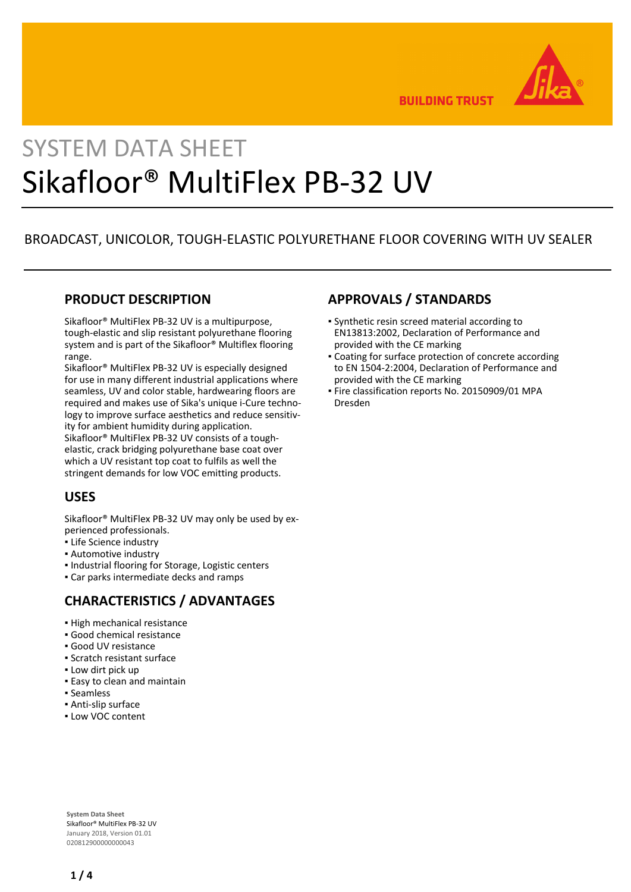# SYSTEM DATA SHEET

# Sikafloor® MultiFlex PB-32 UV

BROADCAST, UNICOLOR, TOUGH-ELASTIC POLYURETHANE FLOOR COVERING WITH UV SEALER

## PRODUCT DESCRIPTION

Sikafloor® MultiFlex PB-32 UV is a multipurpose, tough-elastic and slip resistant polyurethane flooring system and is part of the Sikafloor® Multiflex flooring range.
Sikafloor® MultiFlex PB-32 UV is especially designed for use in many different industrial applications where seamless, UV and color stable, hardwearing floors are required and makes use of Sika's unique i-Cure technology to improve surface aesthetics and reduce sensitivity for ambient humidity during application.
Sikafloor® MultiFlex PB-32 UV consists of a tough-elastic, crack bridging polyurethane base coat over which a UV resistant top coat to fulfils as well the stringent demands for low VOC emitting products.

## USES

Sikafloor® MultiFlex PB-32 UV may only be used by experienced professionals.

- Life Science industry
- Automotive industry
- Industrial flooring for Storage, Logistic centers
- Car parks intermediate decks and ramps

## CHARACTERISTICS / ADVANTAGES

- High mechanical resistance
- Good chemical resistance
- Good UV resistance
- Scratch resistant surface
- Low dirt pick up
- Easy to clean and maintain
- Seamless
- Anti-slip surface
- Low VOC content

## APPROVALS / STANDARDS

- Synthetic resin screed material according to EN13813:2002, Declaration of Performance and provided with the CE marking
- Coating for surface protection of concrete according to EN 1504-2:2004, Declaration of Performance and provided with the CE marking
- Fire classification reports No. 20150909/01 MPA Dresden

**System Data Sheet**
Sikafloor® MultiFlex PB-32 UV
January 2018, Version 01.01
020812900000000043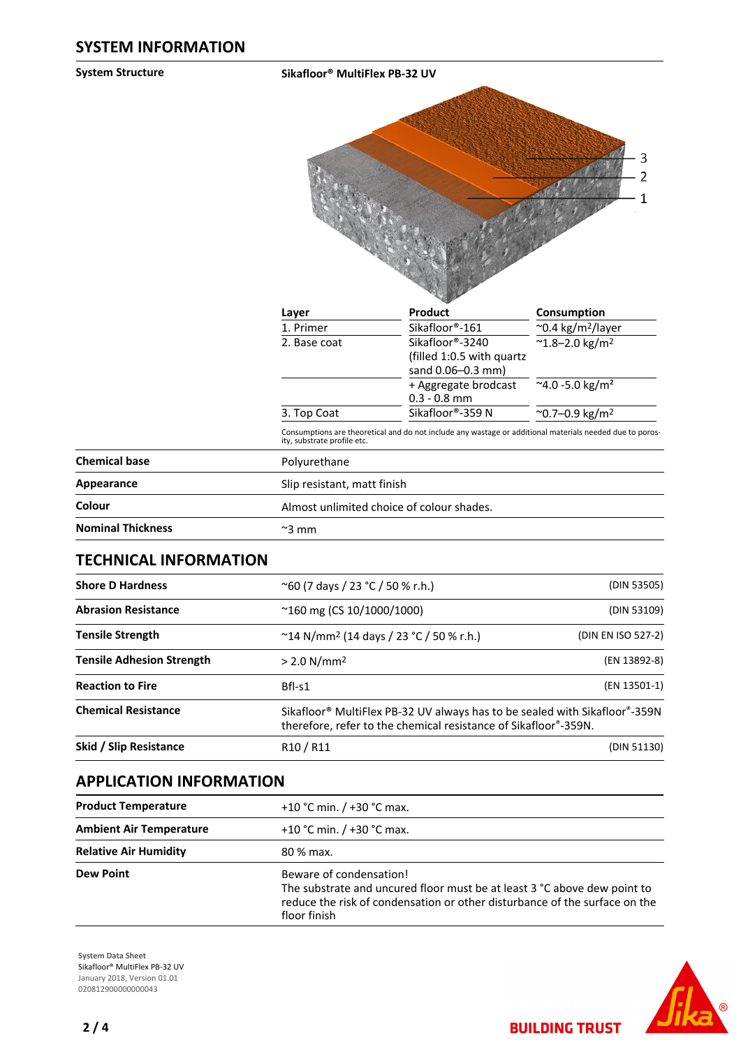## SYSTEM INFORMATION

**System Structure**

**Sikafloor® MultiFlex PB-32 UV**

| Layer | Product | Consumption |
|---|---|---|
| 1. Primer | Sikafloor®-161 | ~0.4 kg/m²/layer |
| 2. Base coat | Sikafloor®-3240 (filled 1:0.5 with quartz sand 0.06–0.3 mm) | ~1.8–2.0 kg/m² |
| | + Aggregate brodcast 0.3 - 0.8 mm | ~4.0 -5.0 kg/m² |
| 3. Top Coat | Sikafloor®-359 N | ~0.7–0.9 kg/m² |

Consumptions are theoretical and do not include any wastage or additional materials needed due to porosity, substrate profile etc.

| | |
|---|---|
| **Chemical base** | Polyurethane |
| **Appearance** | Slip resistant, matt finish |
| **Colour** | Almost unlimited choice of colour shades. |
| **Nominal Thickness** | ~3 mm |

## TECHNICAL INFORMATION

| | | |
|---|---|---|
| **Shore D Hardness** | ~60 (7 days / 23 °C / 50 % r.h.) | (DIN 53505) |
| **Abrasion Resistance** | ~160 mg (CS 10/1000/1000) | (DIN 53109) |
| **Tensile Strength** | ~14 N/mm² (14 days / 23 °C / 50 % r.h.) | (DIN EN ISO 527-2) |
| **Tensile Adhesion Strength** | > 2.0 N/mm² | (EN 13892-8) |
| **Reaction to Fire** | Bfl-s1 | (EN 13501-1) |
| **Chemical Resistance** | Sikafloor® MultiFlex PB-32 UV always has to be sealed with Sikafloor®-359N therefore, refer to the chemical resistance of Sikafloor®-359N. | |
| **Skid / Slip Resistance** | R10 / R11 | (DIN 51130) |

## APPLICATION INFORMATION

| | |
|---|---|
| **Product Temperature** | +10 °C min. / +30 °C max. |
| **Ambient Air Temperature** | +10 °C min. / +30 °C max. |
| **Relative Air Humidity** | 80 % max. |
| **Dew Point** | Beware of condensation! The substrate and uncured floor must be at least 3 °C above dew point to reduce the risk of condensation or other disturbance of the surface on the floor finish |

System Data Sheet
Sikafloor® MultiFlex PB-32 UV
January 2018, Version 01.01
020812900000000043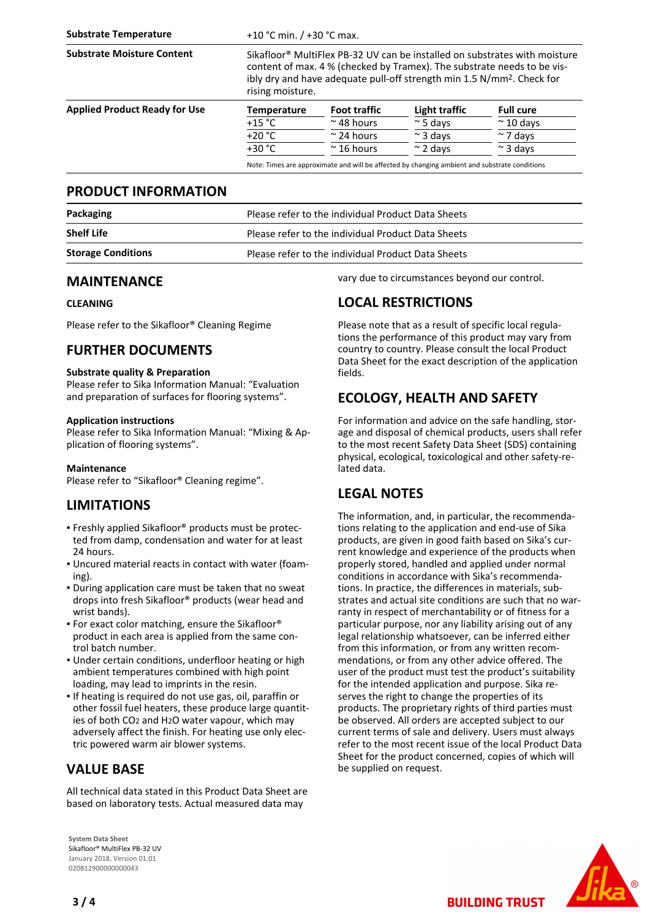| | |
|---|---|
| **Substrate Temperature** | +10 °C min. / +30 °C max. |
| **Substrate Moisture Content** | Sikafloor® MultiFlex PB-32 UV can be installed on substrates with moisture content of max. 4 % (checked by Tramex). The substrate needs to be visibly dry and have adequate pull-off strength min 1.5 N/mm². Check for rising moisture. |

**Applied Product Ready for Use**

| Temperature | Foot traffic | Light traffic | Full cure |
|---|---|---|---|
| +15 °C | ~ 48 hours | ~ 5 days | ~ 10 days |
| +20 °C | ~ 24 hours | ~ 3 days | ~ 7 days |
| +30 °C | ~ 16 hours | ~ 2 days | ~ 3 days |

Note: Times are approximate and will be affected by changing ambient and substrate conditions

## PRODUCT INFORMATION

| | |
|---|---|
| **Packaging** | Please refer to the individual Product Data Sheets |
| **Shelf Life** | Please refer to the individual Product Data Sheets |
| **Storage Conditions** | Please refer to the individual Product Data Sheets |

## MAINTENANCE

### CLEANING

Please refer to the Sikafloor® Cleaning Regime

## FURTHER DOCUMENTS

**Substrate quality & Preparation**
Please refer to Sika Information Manual: "Evaluation and preparation of surfaces for flooring systems".

**Application instructions**
Please refer to Sika Information Manual: "Mixing & Application of flooring systems".

**Maintenance**
Please refer to "Sikafloor® Cleaning regime".

## LIMITATIONS

- Freshly applied Sikafloor® products must be protected from damp, condensation and water for at least 24 hours.
- Uncured material reacts in contact with water (foaming).
- During application care must be taken that no sweat drops into fresh Sikafloor® products (wear head and wrist bands).
- For exact color matching, ensure the Sikafloor® product in each area is applied from the same control batch number.
- Under certain conditions, underfloor heating or high ambient temperatures combined with high point loading, may lead to imprints in the resin.
- If heating is required do not use gas, oil, paraffin or other fossil fuel heaters, these produce large quantities of both $CO_2$ and $H_2O$ water vapour, which may adversely affect the finish. For heating use only electric powered warm air blower systems.

## VALUE BASE

All technical data stated in this Product Data Sheet are based on laboratory tests. Actual measured data may vary due to circumstances beyond our control.

## LOCAL RESTRICTIONS

Please note that as a result of specific local regulations the performance of this product may vary from country to country. Please consult the local Product Data Sheet for the exact description of the application fields.

## ECOLOGY, HEALTH AND SAFETY

For information and advice on the safe handling, storage and disposal of chemical products, users shall refer to the most recent Safety Data Sheet (SDS) containing physical, ecological, toxicological and other safety-related data.

## LEGAL NOTES

The information, and, in particular, the recommendations relating to the application and end-use of Sika products, are given in good faith based on Sika's current knowledge and experience of the products when properly stored, handled and applied under normal conditions in accordance with Sika's recommendations. In practice, the differences in materials, substrates and actual site conditions are such that no warranty in respect of merchantability or of fitness for a particular purpose, nor any liability arising out of any legal relationship whatsoever, can be inferred either from this information, or from any written recommendations, or from any other advice offered. The user of the product must test the product's suitability for the intended application and purpose. Sika reserves the right to change the properties of its products. The proprietary rights of third parties must be observed. All orders are accepted subject to our current terms of sale and delivery. Users must always refer to the most recent issue of the local Product Data Sheet for the product concerned, copies of which will be supplied on request.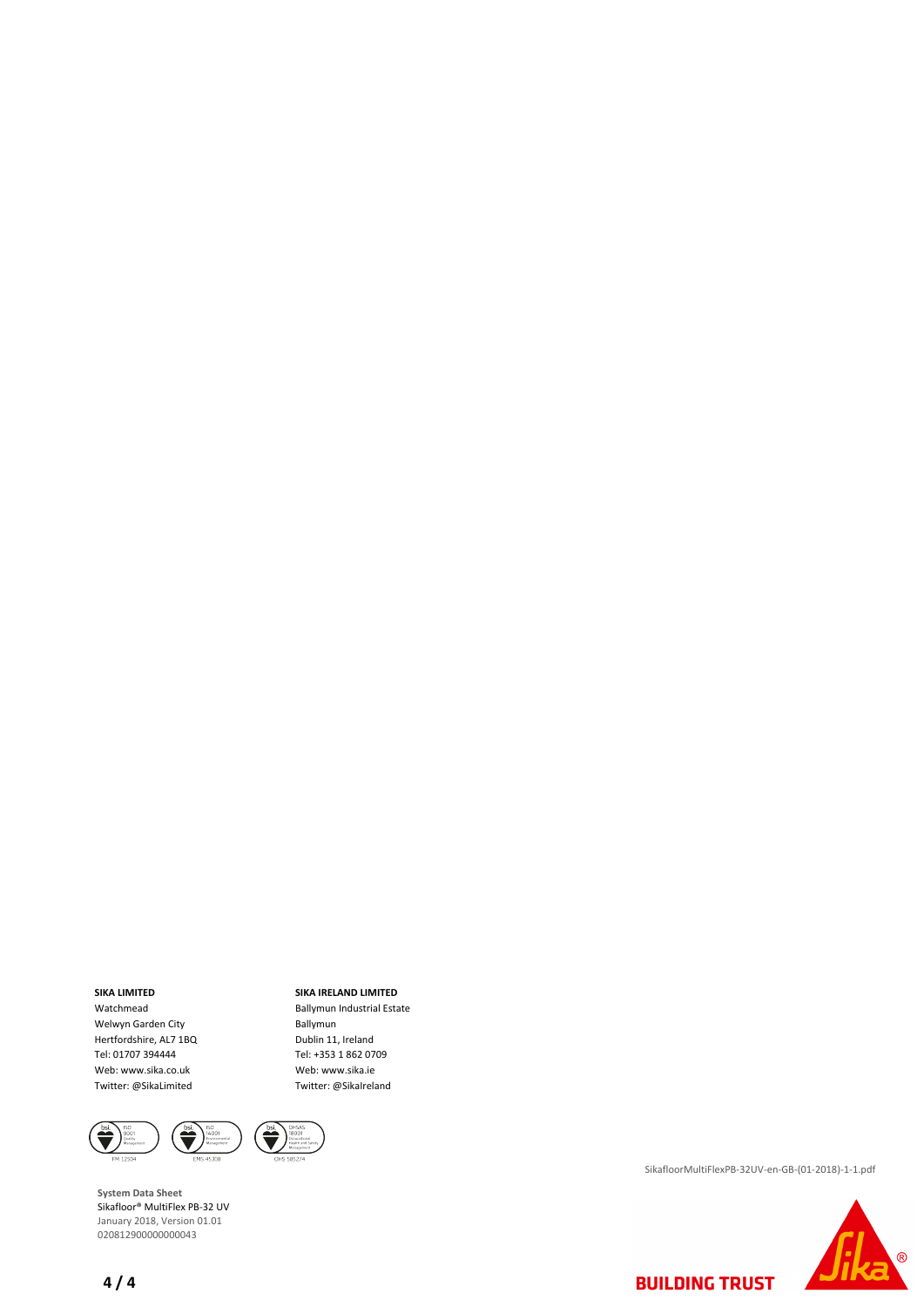**SIKA LIMITED**
Watchmead
Welwyn Garden City
Hertfordshire, AL7 1BQ
Tel: 01707 394444
Web: www.sika.co.uk
Twitter: @SikaLimited

**SIKA IRELAND LIMITED**
Ballymun Industrial Estate
Ballymun
Dublin 11, Ireland
Tel: +353 1 862 0709
Web: www.sika.ie
Twitter: @SikaIreland

ISO 9001 Quality Management FM 12504
ISO 14001 Environmental Management EMS 45308
OHSAS 18001 Occupational Health and Safety Management OHS 585274

**System Data Sheet**
Sikafloor® MultiFlex PB-32 UV
January 2018, Version 01.01
020812900000000043

SikafloorMultiFlexPB-32UV-en-GB-(01-2018)-1-1.pdf

**BUILDING TRUST**